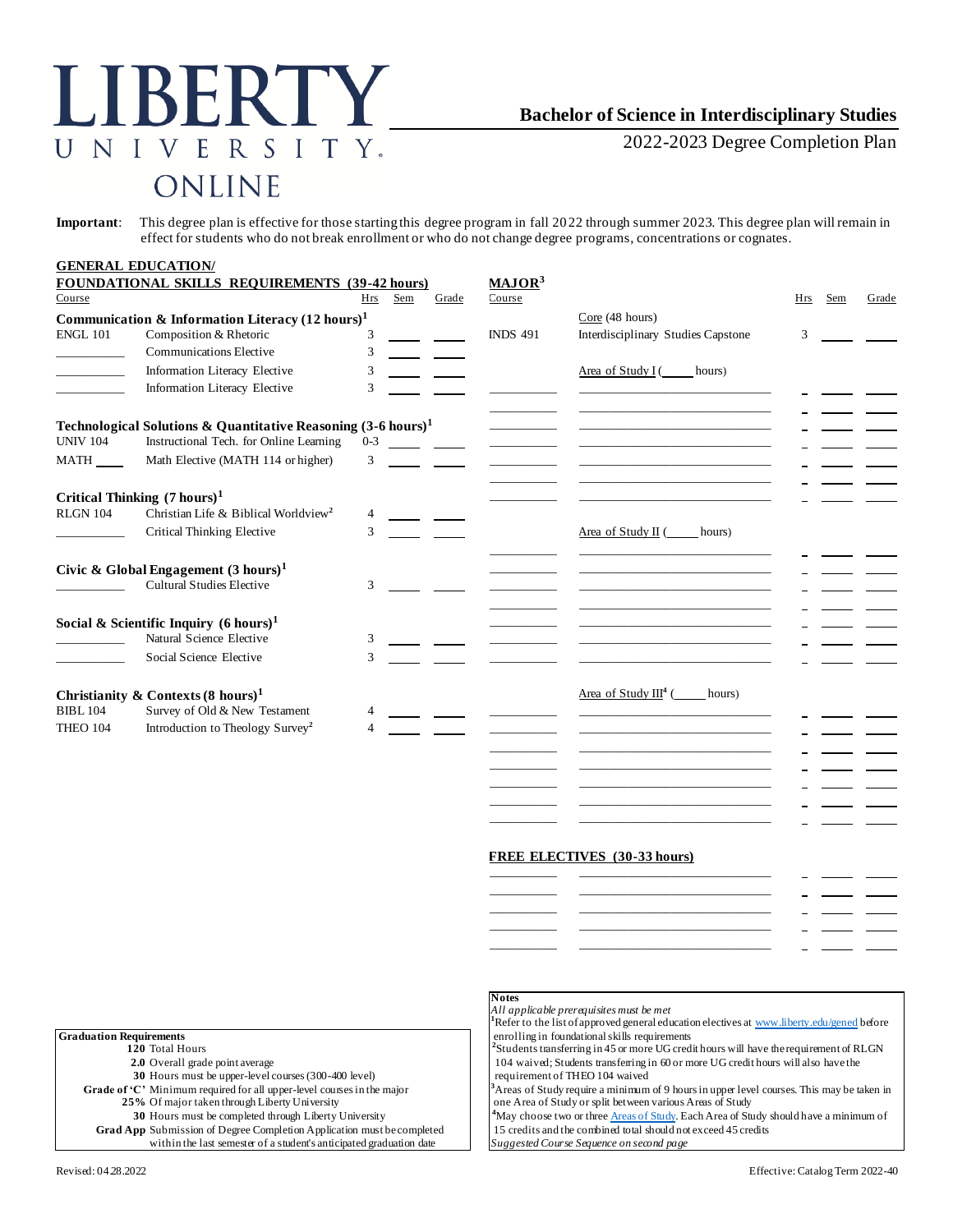# LIBERTY UNIVERSITY ONLINE

## Bachelor of Science in Interdisciplinary Studies

2022-2023 Degree Completion Plan

**Important**: This degree plan is effective for those starting this degree program in fall 2022 through summer 2023. This degree plan will remain in effect for students who do not break enrollment or who do not change degree programs, concentrations or cognates.

### GENERAL EDUCATION/ FOUNDATIONAL SKILLS REQUIREMENTS (39-42 hours)

| Course | | Hrs | Sem | Grade |
|---|---|---|---|---|
| **Communication & Information Literacy (12 hours)[1]** | | | | |
| ENGL 101 | Composition & Rhetoric | 3 | | |
| | Communications Elective | 3 | | |
| | Information Literacy Elective | 3 | | |
| | Information Literacy Elective | 3 | | |
| **Technological Solutions & Quantitative Reasoning (3-6 hours)[1]** | | | | |
| UNIV 104 | Instructional Tech. for Online Learning | 0-3 | | |
| MATH ____ | Math Elective (MATH 114 or higher) | 3 | | |
| **Critical Thinking (7 hours)[1]** | | | | |
| RLGN 104 | Christian Life & Biblical Worldview[2] | 4 | | |
| | Critical Thinking Elective | 3 | | |
| **Civic & Global Engagement (3 hours)[1]** | | | | |
| | Cultural Studies Elective | 3 | | |
| **Social & Scientific Inquiry (6 hours)[1]** | | | | |
| | Natural Science Elective | 3 | | |
| | Social Science Elective | 3 | | |
| **Christianity & Contexts (8 hours)[1]** | | | | |
| BIBL 104 | Survey of Old & New Testament | 4 | | |
| THEO 104 | Introduction to Theology Survey[2] | 4 | | |

### MAJOR[3]

| Course | | Hrs | Sem | Grade |
|---|---|---|---|---|
| | Core (48 hours) | | | |
| INDS 491 | Interdisciplinary Studies Capstone | 3 | | |
| | Area of Study I (_____ hours) | | | |
| | | | | |
| | | | | |
| | | | | |
| | | | | |
| | | | | |
| | | | | |
| | Area of Study II (_____ hours) | | | |
| | | | | |
| | | | | |
| | | | | |
| | | | | |
| | | | | |
| | | | | |
| | Area of Study III[4] (_____ hours) | | | |
| | | | | |
| | | | | |
| | | | | |
| | | | | |
| | | | | |
| | | | | |

### FREE ELECTIVES (30-33 hours)

| Course | | Hrs | Sem | Grade |
|---|---|---|---|---|
| | | | | |
| | | | | |
| | | | | |
| | | | | |
| | | | | |

**Graduation Requirements**

| | |
|---|---|
| **120** | Total Hours |
| **2.0** | Overall grade point average |
| **30** | Hours must be upper-level courses (300-400 level) |
| **Grade of 'C'** | Minimum required for all upper-level courses in the major |
| **25%** | Of major taken through Liberty University |
| **30** | Hours must be completed through Liberty University |
| **Grad App** | Submission of Degree Completion Application must be completed within the last semester of a student's anticipated graduation date |

**Notes**

*All applicable prerequisites must be met*

[1]Refer to the list of approved general education electives at www.liberty.edu/gened before enrolling in foundational skills requirements

[2]Students transferring in 45 or more UG credit hours will have the requirement of RLGN 104 waived; Students transferring in 60 or more UG credit hours will also have the requirement of THEO 104 waived

[3]Areas of Study require a minimum of 9 hours in upper level courses. This may be taken in one Area of Study or split between various Areas of Study

[4]May choose two or three Areas of Study. Each Area of Study should have a minimum of 15 credits and the combined total should not exceed 45 credits

*Suggested Course Sequence on second page*

Revised: 04.28.2022

Effective: Catalog Term 2022-40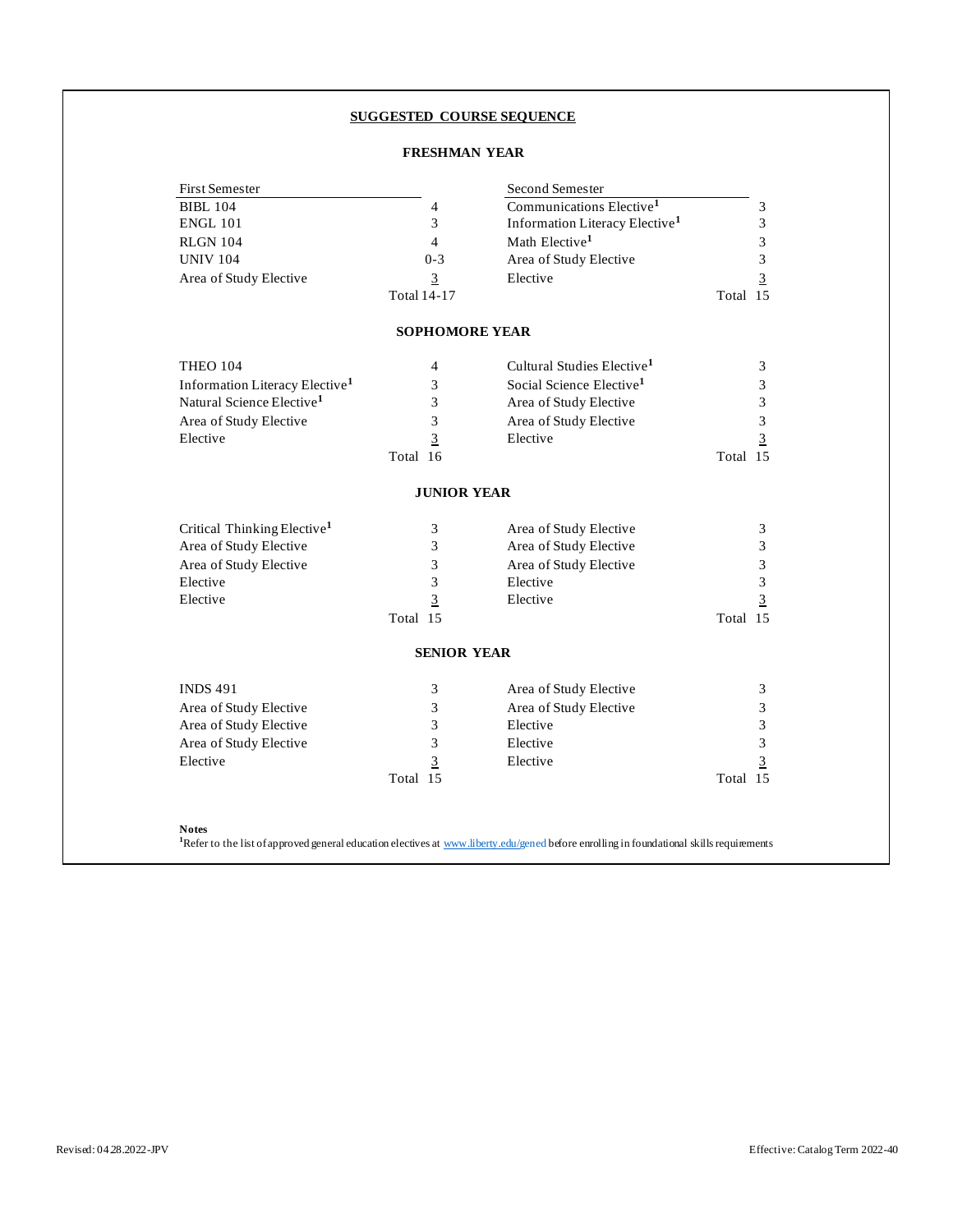## SUGGESTED COURSE SEQUENCE

### FRESHMAN YEAR

| First Semester | | Second Semester | |
|---|---|---|---|
| BIBL 104 | 4 | Communications Elective[1] | 3 |
| ENGL 101 | 3 | Information Literacy Elective[1] | 3 |
| RLGN 104 | 4 | Math Elective[1] | 3 |
| UNIV 104 | 0-3 | Area of Study Elective | 3 |
| Area of Study Elective | 3 | Elective | 3 |
| | Total 14-17 | | Total 15 |

### SOPHOMORE YEAR

| | | | |
|---|---|---|---|
| THEO 104 | 4 | Cultural Studies Elective[1] | 3 |
| Information Literacy Elective[1] | 3 | Social Science Elective[1] | 3 |
| Natural Science Elective[1] | 3 | Area of Study Elective | 3 |
| Area of Study Elective | 3 | Area of Study Elective | 3 |
| Elective | 3 | Elective | 3 |
| | Total 16 | | Total 15 |

### JUNIOR YEAR

| | | | |
|---|---|---|---|
| Critical Thinking Elective[1] | 3 | Area of Study Elective | 3 |
| Area of Study Elective | 3 | Area of Study Elective | 3 |
| Area of Study Elective | 3 | Area of Study Elective | 3 |
| Elective | 3 | Elective | 3 |
| Elective | 3 | Elective | 3 |
| | Total 15 | | Total 15 |

### SENIOR YEAR

| | | | |
|---|---|---|---|
| INDS 491 | 3 | Area of Study Elective | 3 |
| Area of Study Elective | 3 | Area of Study Elective | 3 |
| Area of Study Elective | 3 | Elective | 3 |
| Area of Study Elective | 3 | Elective | 3 |
| Elective | 3 | Elective | 3 |
| | Total 15 | | Total 15 |

**Notes**

[1]Refer to the list of approved general education electives at www.liberty.edu/gened before enrolling in foundational skills requirements

Revised: 04.28.2022-JPV

Effective: Catalog Term 2022-40